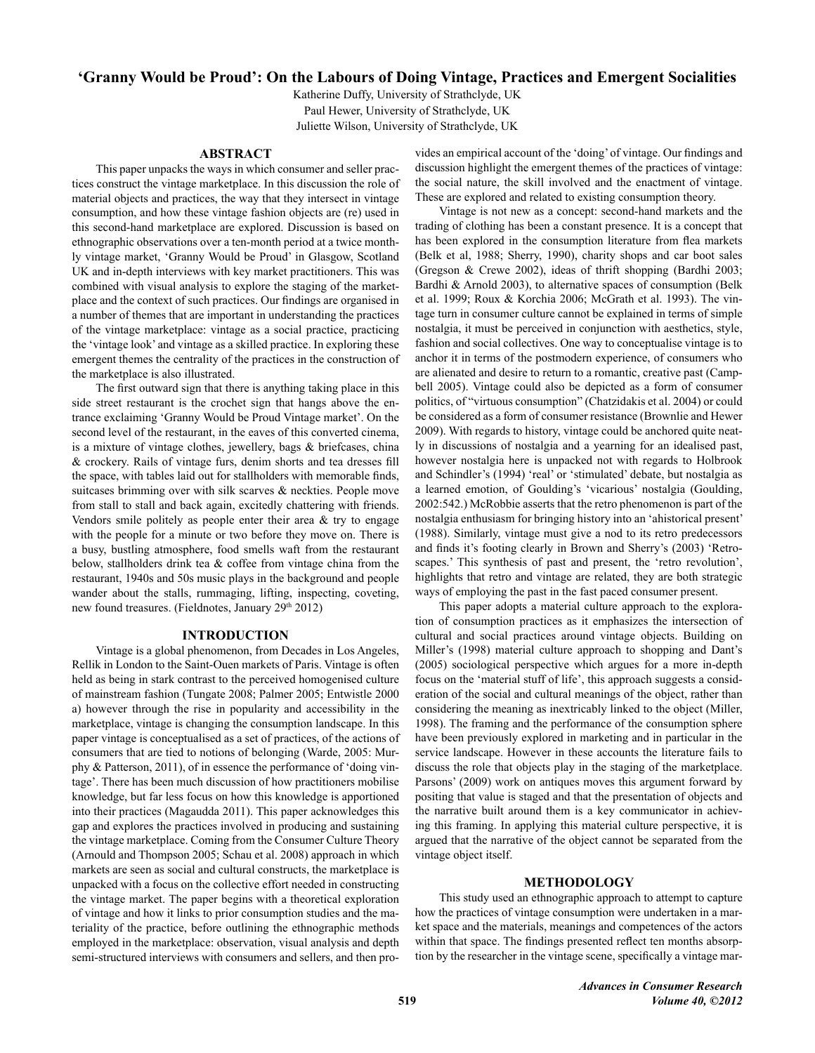# 'Granny Would be Proud': On the Labours of Doing Vintage, Practices and Emergent Socialities

Katherine Duffy, University of Strathclyde, UK
Paul Hewer, University of Strathclyde, UK
Juliette Wilson, University of Strathclyde, UK

## ABSTRACT

This paper unpacks the ways in which consumer and seller practices construct the vintage marketplace. In this discussion the role of material objects and practices, the way that they intersect in vintage consumption, and how these vintage fashion objects are (re) used in this second-hand marketplace are explored. Discussion is based on ethnographic observations over a ten-month period at a twice monthly vintage market, 'Granny Would be Proud' in Glasgow, Scotland UK and in-depth interviews with key market practitioners. This was combined with visual analysis to explore the staging of the marketplace and the context of such practices. Our findings are organised in a number of themes that are important in understanding the practices of the vintage marketplace: vintage as a social practice, practicing the 'vintage look' and vintage as a skilled practice. In exploring these emergent themes the centrality of the practices in the construction of the marketplace is also illustrated.

The first outward sign that there is anything taking place in this side street restaurant is the crochet sign that hangs above the entrance exclaiming 'Granny Would be Proud Vintage market'. On the second level of the restaurant, in the eaves of this converted cinema, is a mixture of vintage clothes, jewellery, bags & briefcases, china & crockery. Rails of vintage furs, denim shorts and tea dresses fill the space, with tables laid out for stallholders with memorable finds, suitcases brimming over with silk scarves & neckties. People move from stall to stall and back again, excitedly chattering with friends. Vendors smile politely as people enter their area & try to engage with the people for a minute or two before they move on. There is a busy, bustling atmosphere, food smells waft from the restaurant below, stallholders drink tea & coffee from vintage china from the restaurant, 1940s and 50s music plays in the background and people wander about the stalls, rummaging, lifting, inspecting, coveting, new found treasures. (Fieldnotes, January 29th 2012)

## INTRODUCTION

Vintage is a global phenomenon, from Decades in Los Angeles, Rellik in London to the Saint-Ouen markets of Paris. Vintage is often held as being in stark contrast to the perceived homogenised culture of mainstream fashion (Tungate 2008; Palmer 2005; Entwistle 2000 a) however through the rise in popularity and accessibility in the marketplace, vintage is changing the consumption landscape. In this paper vintage is conceptualised as a set of practices, of the actions of consumers that are tied to notions of belonging (Warde, 2005: Murphy & Patterson, 2011), of in essence the performance of 'doing vintage'. There has been much discussion of how practitioners mobilise knowledge, but far less focus on how this knowledge is apportioned into their practices (Magaudda 2011). This paper acknowledges this gap and explores the practices involved in producing and sustaining the vintage marketplace. Coming from the Consumer Culture Theory (Arnould and Thompson 2005; Schau et al. 2008) approach in which markets are seen as social and cultural constructs, the marketplace is unpacked with a focus on the collective effort needed in constructing the vintage market. The paper begins with a theoretical exploration of vintage and how it links to prior consumption studies and the materiality of the practice, before outlining the ethnographic methods employed in the marketplace: observation, visual analysis and depth semi-structured interviews with consumers and sellers, and then provides an empirical account of the 'doing' of vintage. Our findings and discussion highlight the emergent themes of the practices of vintage: the social nature, the skill involved and the enactment of vintage. These are explored and related to existing consumption theory.

Vintage is not new as a concept: second-hand markets and the trading of clothing has been a constant presence. It is a concept that has been explored in the consumption literature from flea markets (Belk et al, 1988; Sherry, 1990), charity shops and car boot sales (Gregson & Crewe 2002), ideas of thrift shopping (Bardhi 2003; Bardhi & Arnold 2003), to alternative spaces of consumption (Belk et al. 1999; Roux & Korchia 2006; McGrath et al. 1993). The vintage turn in consumer culture cannot be explained in terms of simple nostalgia, it must be perceived in conjunction with aesthetics, style, fashion and social collectives. One way to conceptualise vintage is to anchor it in terms of the postmodern experience, of consumers who are alienated and desire to return to a romantic, creative past (Campbell 2005). Vintage could also be depicted as a form of consumer politics, of "virtuous consumption" (Chatzidakis et al. 2004) or could be considered as a form of consumer resistance (Brownlie and Hewer 2009). With regards to history, vintage could be anchored quite neatly in discussions of nostalgia and a yearning for an idealised past, however nostalgia here is unpacked not with regards to Holbrook and Schindler's (1994) 'real' or 'stimulated' debate, but nostalgia as a learned emotion, of Goulding's 'vicarious' nostalgia (Goulding, 2002:542.) McRobbie asserts that the retro phenomenon is part of the nostalgia enthusiasm for bringing history into an 'ahistorical present' (1988). Similarly, vintage must give a nod to its retro predecessors and finds it's footing clearly in Brown and Sherry's (2003) 'Retroscapes.' This synthesis of past and present, the 'retro revolution', highlights that retro and vintage are related, they are both strategic ways of employing the past in the fast paced consumer present.

This paper adopts a material culture approach to the exploration of consumption practices as it emphasizes the intersection of cultural and social practices around vintage objects. Building on Miller's (1998) material culture approach to shopping and Dant's (2005) sociological perspective which argues for a more in-depth focus on the 'material stuff of life', this approach suggests a consideration of the social and cultural meanings of the object, rather than considering the meaning as inextricably linked to the object (Miller, 1998). The framing and the performance of the consumption sphere have been previously explored in marketing and in particular in the service landscape. However in these accounts the literature fails to discuss the role that objects play in the staging of the marketplace. Parsons' (2009) work on antiques moves this argument forward by positing that value is staged and that the presentation of objects and the narrative built around them is a key communicator in achieving this framing. In applying this material culture perspective, it is argued that the narrative of the object cannot be separated from the vintage object itself.

## METHODOLOGY

This study used an ethnographic approach to attempt to capture how the practices of vintage consumption were undertaken in a market space and the materials, meanings and competences of the actors within that space. The findings presented reflect ten months absorption by the researcher in the vintage scene, specifically a vintage mar-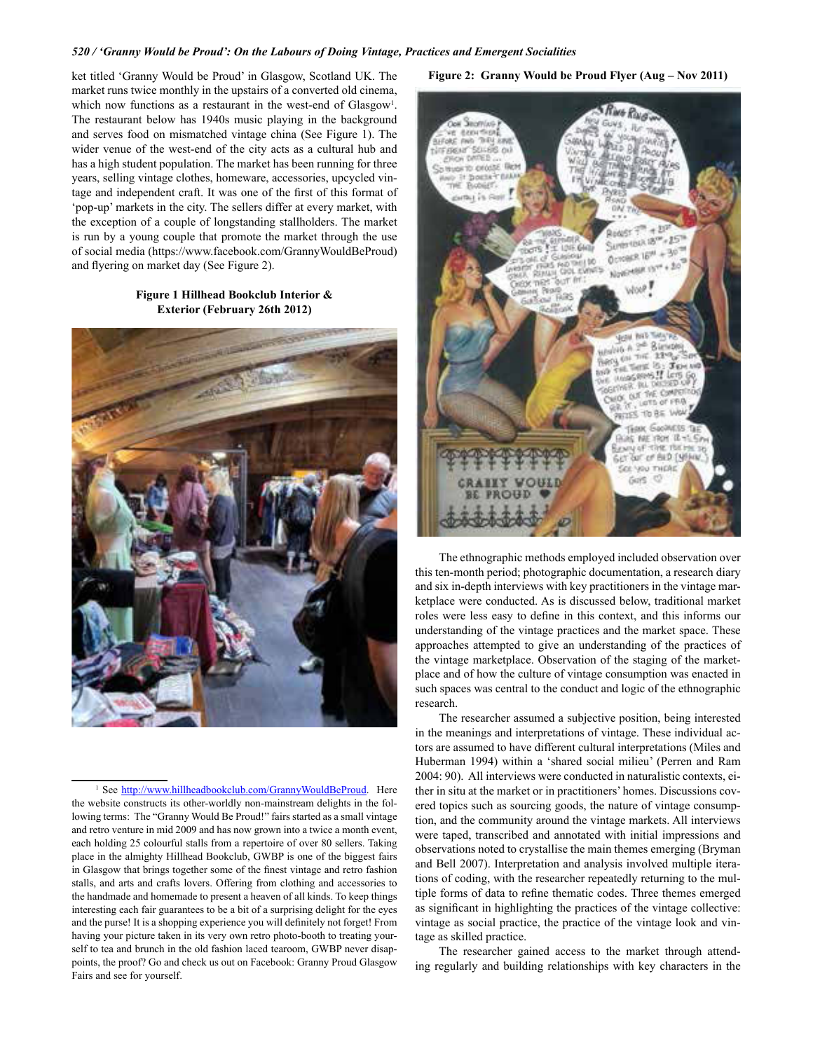ket titled 'Granny Would be Proud' in Glasgow, Scotland UK. The market runs twice monthly in the upstairs of a converted old cinema, which now functions as a restaurant in the west-end of Glasgow[1]. The restaurant below has 1940s music playing in the background and serves food on mismatched vintage china (See Figure 1). The wider venue of the west-end of the city acts as a cultural hub and has a high student population. The market has been running for three years, selling vintage clothes, homeware, accessories, upcycled vintage and independent craft. It was one of the first of this format of 'pop-up' markets in the city. The sellers differ at every market, with the exception of a couple of longstanding stallholders. The market is run by a young couple that promote the market through the use of social media (https://www.facebook.com/GrannyWouldBeProud) and flyering on market day (See Figure 2).

**Figure 1 Hillhead Bookclub Interior & Exterior (February 26th 2012)**

**Figure 2: Granny Would be Proud Flyer (Aug – Nov 2011)**

The ethnographic methods employed included observation over this ten-month period; photographic documentation, a research diary and six in-depth interviews with key practitioners in the vintage marketplace were conducted. As is discussed below, traditional market roles were less easy to define in this context, and this informs our understanding of the vintage practices and the market space. These approaches attempted to give an understanding of the practices of the vintage marketplace. Observation of the staging of the marketplace and of how the culture of vintage consumption was enacted in such spaces was central to the conduct and logic of the ethnographic research.

The researcher assumed a subjective position, being interested in the meanings and interpretations of vintage. These individual actors are assumed to have different cultural interpretations (Miles and Huberman 1994) within a 'shared social milieu' (Perren and Ram 2004: 90). All interviews were conducted in naturalistic contexts, either in situ at the market or in practitioners' homes. Discussions covered topics such as sourcing goods, the nature of vintage consumption, and the community around the vintage markets. All interviews were taped, transcribed and annotated with initial impressions and observations noted to crystallise the main themes emerging (Bryman and Bell 2007). Interpretation and analysis involved multiple iterations of coding, with the researcher repeatedly returning to the multiple forms of data to refine thematic codes. Three themes emerged as significant in highlighting the practices of the vintage collective: vintage as social practice, the practice of the vintage look and vintage as skilled practice.

The researcher gained access to the market through attending regularly and building relationships with key characters in the

[1] See http://www.hillheadbookclub.com/GrannyWouldBeProud. Here the website constructs its other-worldly non-mainstream delights in the following terms: The "Granny Would Be Proud!" fairs started as a small vintage and retro venture in mid 2009 and has now grown into a twice a month event, each holding 25 colourful stalls from a repertoire of over 80 sellers. Taking place in the almighty Hillhead Bookclub, GWBP is one of the biggest fairs in Glasgow that brings together some of the finest vintage and retro fashion stalls, and arts and crafts lovers. Offering from clothing and accessories to the handmade and homemade to present a heaven of all kinds. To keep things interesting each fair guarantees to be a bit of a surprising delight for the eyes and the purse! It is a shopping experience you will definitely not forget! From having your picture taken in its very own retro photo-booth to treating yourself to tea and brunch in the old fashion laced tearoom, GWBP never disappoints, the proof? Go and check us out on Facebook: Granny Proud Glasgow Fairs and see for yourself.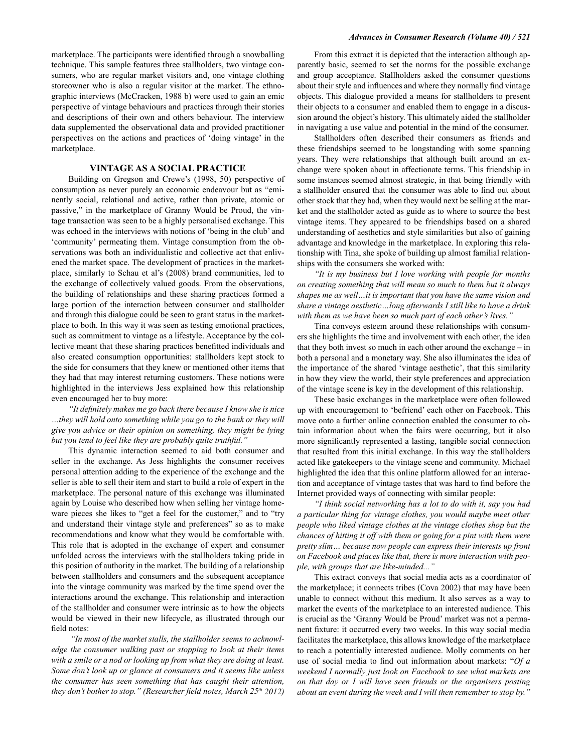marketplace. The participants were identified through a snowballing technique. This sample features three stallholders, two vintage consumers, who are regular market visitors and, one vintage clothing storeowner who is also a regular visitor at the market. The ethnographic interviews (McCracken, 1988 b) were used to gain an emic perspective of vintage behaviours and practices through their stories and descriptions of their own and others behaviour. The interview data supplemented the observational data and provided practitioner perspectives on the actions and practices of 'doing vintage' in the marketplace.

## VINTAGE AS A SOCIAL PRACTICE

Building on Gregson and Crewe's (1998, 50) perspective of consumption as never purely an economic endeavour but as "eminently social, relational and active, rather than private, atomic or passive," in the marketplace of Granny Would be Proud, the vintage transaction was seen to be a highly personalised exchange. This was echoed in the interviews with notions of 'being in the club' and 'community' permeating them. Vintage consumption from the observations was both an individualistic and collective act that enlivened the market space. The development of practices in the marketplace, similarly to Schau et al's (2008) brand communities, led to the exchange of collectively valued goods. From the observations, the building of relationships and these sharing practices formed a large portion of the interaction between consumer and stallholder and through this dialogue could be seen to grant status in the marketplace to both. In this way it was seen as testing emotional practices, such as commitment to vintage as a lifestyle. Acceptance by the collective meant that these sharing practices benefitted individuals and also created consumption opportunities: stallholders kept stock to the side for consumers that they knew or mentioned other items that they had that may interest returning customers. These notions were highlighted in the interviews Jess explained how this relationship even encouraged her to buy more:

*"It definitely makes me go back there because I know she is nice …they will hold onto something while you go to the bank or they will give you advice or their opinion on something, they might be lying but you tend to feel like they are probably quite truthful."*

This dynamic interaction seemed to aid both consumer and seller in the exchange. As Jess highlights the consumer receives personal attention adding to the experience of the exchange and the seller is able to sell their item and start to build a role of expert in the marketplace. The personal nature of this exchange was illuminated again by Louise who described how when selling her vintage homeware pieces she likes to "get a feel for the customer," and to "try and understand their vintage style and preferences" so as to make recommendations and know what they would be comfortable with. This role that is adopted in the exchange of expert and consumer unfolded across the interviews with the stallholders taking pride in this position of authority in the market. The building of a relationship between stallholders and consumers and the subsequent acceptance into the vintage community was marked by the time spend over the interactions around the exchange. This relationship and interaction of the stallholder and consumer were intrinsic as to how the objects would be viewed in their new lifecycle, as illustrated through our field notes:

*"In most of the market stalls, the stallholder seems to acknowledge the consumer walking past or stopping to look at their items with a smile or a nod or looking up from what they are doing at least. Some don't look up or glance at consumers and it seems like unless the consumer has seen something that has caught their attention, they don't bother to stop." (Researcher field notes, March 25th 2012)*

From this extract it is depicted that the interaction although apparently basic, seemed to set the norms for the possible exchange and group acceptance. Stallholders asked the consumer questions about their style and influences and where they normally find vintage objects. This dialogue provided a means for stallholders to present their objects to a consumer and enabled them to engage in a discussion around the object's history. This ultimately aided the stallholder in navigating a use value and potential in the mind of the consumer.

Stallholders often described their consumers as friends and these friendships seemed to be longstanding with some spanning years. They were relationships that although built around an exchange were spoken about in affectionate terms. This friendship in some instances seemed almost strategic, in that being friendly with a stallholder ensured that the consumer was able to find out about other stock that they had, when they would next be selling at the market and the stallholder acted as guide as to where to source the best vintage items. They appeared to be friendships based on a shared understanding of aesthetics and style similarities but also of gaining advantage and knowledge in the marketplace. In exploring this relationship with Tina, she spoke of building up almost familial relationships with the consumers she worked with:

*"It is my business but I love working with people for months on creating something that will mean so much to them but it always shapes me as well…it is important that you have the same vision and share a vintage aesthetic…long afterwards I still like to have a drink with them as we have been so much part of each other's lives."*

Tina conveys esteem around these relationships with consumers she highlights the time and involvement with each other, the idea that they both invest so much in each other around the exchange – in both a personal and a monetary way. She also illuminates the idea of the importance of the shared 'vintage aesthetic', that this similarity in how they view the world, their style preferences and appreciation of the vintage scene is key in the development of this relationship.

These basic exchanges in the marketplace were often followed up with encouragement to 'befriend' each other on Facebook. This move onto a further online connection enabled the consumer to obtain information about when the fairs were occurring, but it also more significantly represented a lasting, tangible social connection that resulted from this initial exchange. In this way the stallholders acted like gatekeepers to the vintage scene and community. Michael highlighted the idea that this online platform allowed for an interaction and acceptance of vintage tastes that was hard to find before the Internet provided ways of connecting with similar people:

*"I think social networking has a lot to do with it, say you had a particular thing for vintage clothes, you would maybe meet other people who liked vintage clothes at the vintage clothes shop but the chances of hitting it off with them or going for a pint with them were pretty slim… because now people can express their interests up front on Facebook and places like that, there is more interaction with people, with groups that are like-minded..."*

This extract conveys that social media acts as a coordinator of the marketplace; it connects tribes (Cova 2002) that may have been unable to connect without this medium. It also serves as a way to market the events of the marketplace to an interested audience. This is crucial as the 'Granny Would be Proud' market was not a permanent fixture: it occurred every two weeks. In this way social media facilitates the marketplace, this allows knowledge of the marketplace to reach a potentially interested audience. Molly comments on her use of social media to find out information about markets: "*Of a weekend I normally just look on Facebook to see what markets are on that day or I will have seen friends or the organisers posting about an event during the week and I will then remember to stop by."*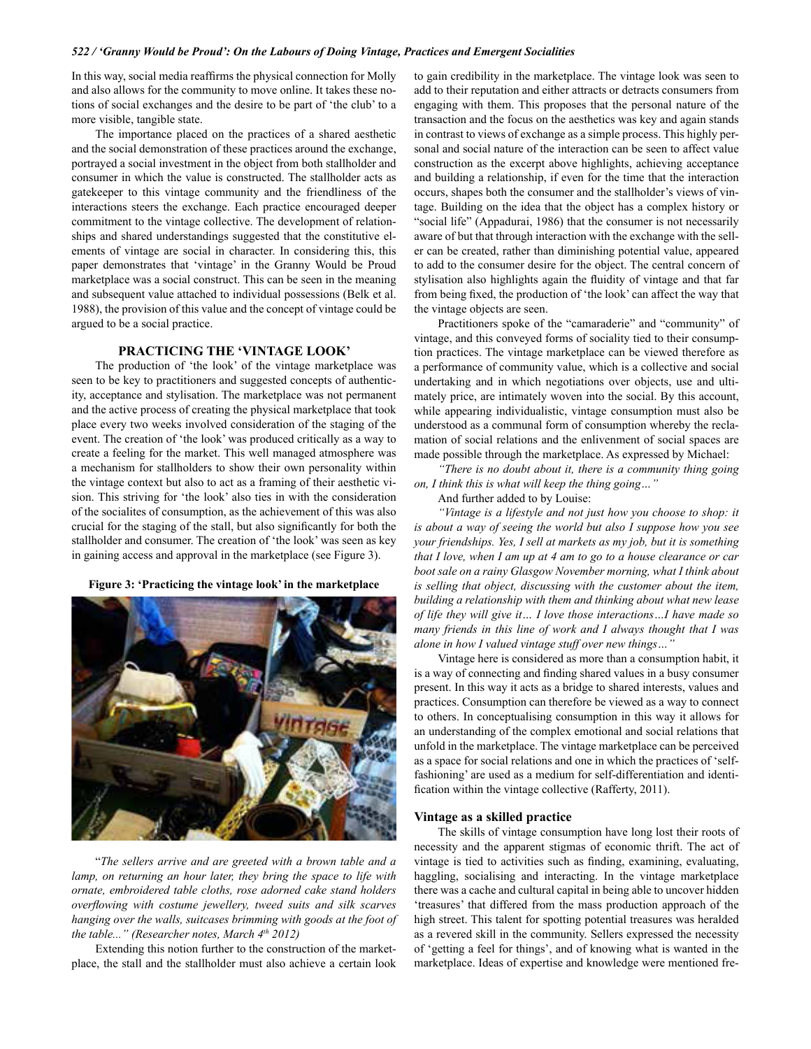In this way, social media reaffirms the physical connection for Molly and also allows for the community to move online. It takes these notions of social exchanges and the desire to be part of 'the club' to a more visible, tangible state.

The importance placed on the practices of a shared aesthetic and the social demonstration of these practices around the exchange, portrayed a social investment in the object from both stallholder and consumer in which the value is constructed. The stallholder acts as gatekeeper to this vintage community and the friendliness of the interactions steers the exchange. Each practice encouraged deeper commitment to the vintage collective. The development of relationships and shared understandings suggested that the constitutive elements of vintage are social in character. In considering this, this paper demonstrates that 'vintage' in the Granny Would be Proud marketplace was a social construct. This can be seen in the meaning and subsequent value attached to individual possessions (Belk et al. 1988), the provision of this value and the concept of vintage could be argued to be a social practice.

## PRACTICING THE 'VINTAGE LOOK'

The production of 'the look' of the vintage marketplace was seen to be key to practitioners and suggested concepts of authenticity, acceptance and stylisation. The marketplace was not permanent and the active process of creating the physical marketplace that took place every two weeks involved consideration of the staging of the event. The creation of 'the look' was produced critically as a way to create a feeling for the market. This well managed atmosphere was a mechanism for stallholders to show their own personality within the vintage context but also to act as a framing of their aesthetic vision. This striving for 'the look' also ties in with the consideration of the socialites of consumption, as the achievement of this was also crucial for the staging of the stall, but also significantly for both the stallholder and consumer. The creation of 'the look' was seen as key in gaining access and approval in the marketplace (see Figure 3).

**Figure 3: 'Practicing the vintage look' in the marketplace**

"*The sellers arrive and are greeted with a brown table and a lamp, on returning an hour later, they bring the space to life with ornate, embroidered table cloths, rose adorned cake stand holders overflowing with costume jewellery, tweed suits and silk scarves hanging over the walls, suitcases brimming with goods at the foot of the table..." (Researcher notes, March 4th 2012)*

Extending this notion further to the construction of the marketplace, the stall and the stallholder must also achieve a certain look to gain credibility in the marketplace. The vintage look was seen to add to their reputation and either attracts or detracts consumers from engaging with them. This proposes that the personal nature of the transaction and the focus on the aesthetics was key and again stands in contrast to views of exchange as a simple process. This highly personal and social nature of the interaction can be seen to affect value construction as the excerpt above highlights, achieving acceptance and building a relationship, if even for the time that the interaction occurs, shapes both the consumer and the stallholder's views of vintage. Building on the idea that the object has a complex history or "social life" (Appadurai, 1986) that the consumer is not necessarily aware of but that through interaction with the exchange with the seller can be created, rather than diminishing potential value, appeared to add to the consumer desire for the object. The central concern of stylisation also highlights again the fluidity of vintage and that far from being fixed, the production of 'the look' can affect the way that the vintage objects are seen.

Practitioners spoke of the "camaraderie" and "community" of vintage, and this conveyed forms of sociality tied to their consumption practices. The vintage marketplace can be viewed therefore as a performance of community value, which is a collective and social undertaking and in which negotiations over objects, use and ultimately price, are intimately woven into the social. By this account, while appearing individualistic, vintage consumption must also be understood as a communal form of consumption whereby the reclamation of social relations and the enlivenment of social spaces are made possible through the marketplace. As expressed by Michael:

*"There is no doubt about it, there is a community thing going on, I think this is what will keep the thing going…"*

And further added to by Louise:

*"Vintage is a lifestyle and not just how you choose to shop: it is about a way of seeing the world but also I suppose how you see your friendships. Yes, I sell at markets as my job, but it is something that I love, when I am up at 4 am to go to a house clearance or car boot sale on a rainy Glasgow November morning, what I think about is selling that object, discussing with the customer about the item, building a relationship with them and thinking about what new lease of life they will give it… I love those interactions…I have made so many friends in this line of work and I always thought that I was alone in how I valued vintage stuff over new things…"*

Vintage here is considered as more than a consumption habit, it is a way of connecting and finding shared values in a busy consumer present. In this way it acts as a bridge to shared interests, values and practices. Consumption can therefore be viewed as a way to connect to others. In conceptualising consumption in this way it allows for an understanding of the complex emotional and social relations that unfold in the marketplace. The vintage marketplace can be perceived as a space for social relations and one in which the practices of 'self-fashioning' are used as a medium for self-differentiation and identification within the vintage collective (Rafferty, 2011).

### Vintage as a skilled practice

The skills of vintage consumption have long lost their roots of necessity and the apparent stigmas of economic thrift. The act of vintage is tied to activities such as finding, examining, evaluating, haggling, socialising and interacting. In the vintage marketplace there was a cache and cultural capital in being able to uncover hidden 'treasures' that differed from the mass production approach of the high street. This talent for spotting potential treasures was heralded as a revered skill in the community. Sellers expressed the necessity of 'getting a feel for things', and of knowing what is wanted in the marketplace. Ideas of expertise and knowledge were mentioned fre-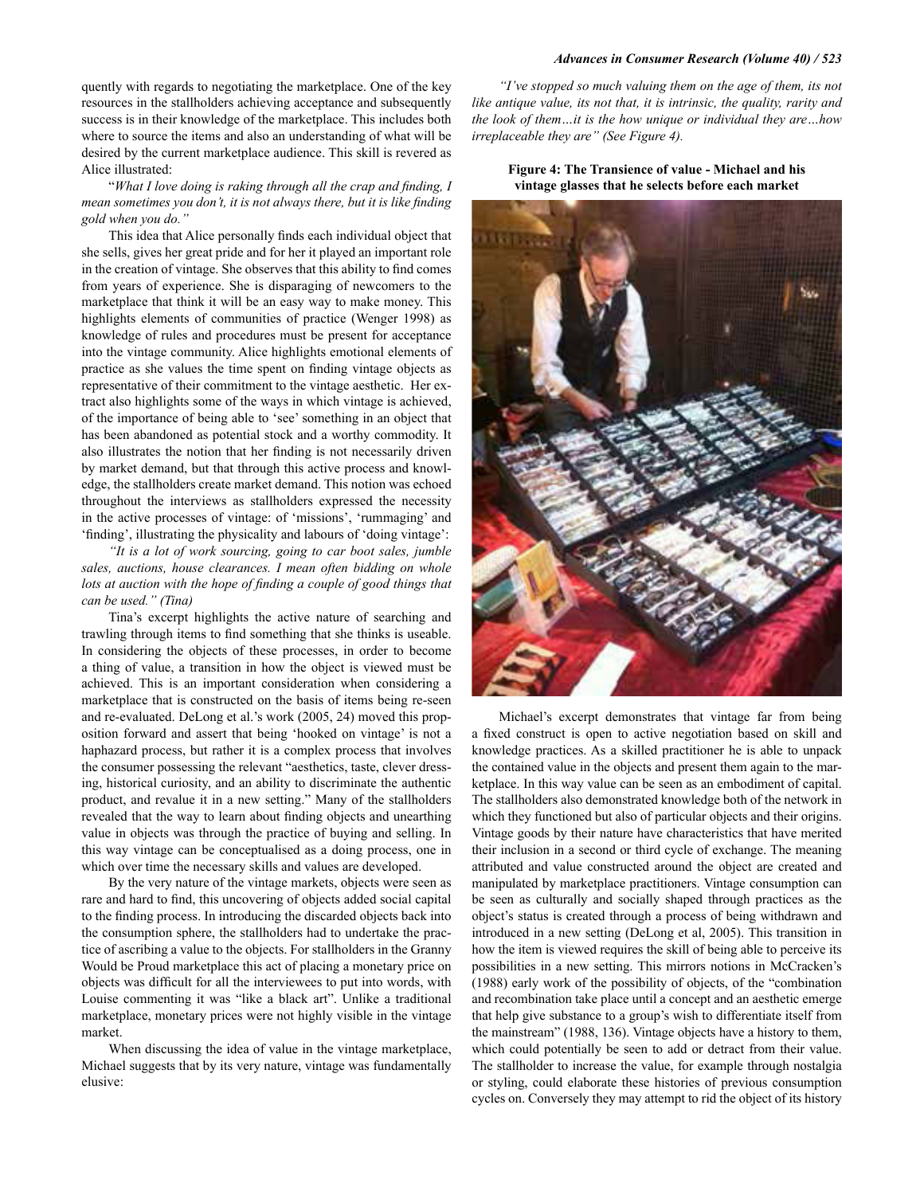quently with regards to negotiating the marketplace. One of the key resources in the stallholders achieving acceptance and subsequently success is in their knowledge of the marketplace. This includes both where to source the items and also an understanding of what will be desired by the current marketplace audience. This skill is revered as Alice illustrated:

"*What I love doing is raking through all the crap and finding, I mean sometimes you don't, it is not always there, but it is like finding gold when you do."*

This idea that Alice personally finds each individual object that she sells, gives her great pride and for her it played an important role in the creation of vintage. She observes that this ability to find comes from years of experience. She is disparaging of newcomers to the marketplace that think it will be an easy way to make money. This highlights elements of communities of practice (Wenger 1998) as knowledge of rules and procedures must be present for acceptance into the vintage community. Alice highlights emotional elements of practice as she values the time spent on finding vintage objects as representative of their commitment to the vintage aesthetic. Her extract also highlights some of the ways in which vintage is achieved, of the importance of being able to 'see' something in an object that has been abandoned as potential stock and a worthy commodity. It also illustrates the notion that her finding is not necessarily driven by market demand, but that through this active process and knowledge, the stallholders create market demand. This notion was echoed throughout the interviews as stallholders expressed the necessity in the active processes of vintage: of 'missions', 'rummaging' and 'finding', illustrating the physicality and labours of 'doing vintage':

*"It is a lot of work sourcing, going to car boot sales, jumble sales, auctions, house clearances. I mean often bidding on whole lots at auction with the hope of finding a couple of good things that can be used." (Tina)*

Tina's excerpt highlights the active nature of searching and trawling through items to find something that she thinks is useable. In considering the objects of these processes, in order to become a thing of value, a transition in how the object is viewed must be achieved. This is an important consideration when considering a marketplace that is constructed on the basis of items being re-seen and re-evaluated. DeLong et al.'s work (2005, 24) moved this proposition forward and assert that being 'hooked on vintage' is not a haphazard process, but rather it is a complex process that involves the consumer possessing the relevant "aesthetics, taste, clever dressing, historical curiosity, and an ability to discriminate the authentic product, and revalue it in a new setting." Many of the stallholders revealed that the way to learn about finding objects and unearthing value in objects was through the practice of buying and selling. In this way vintage can be conceptualised as a doing process, one in which over time the necessary skills and values are developed.

By the very nature of the vintage markets, objects were seen as rare and hard to find, this uncovering of objects added social capital to the finding process. In introducing the discarded objects back into the consumption sphere, the stallholders had to undertake the practice of ascribing a value to the objects. For stallholders in the Granny Would be Proud marketplace this act of placing a monetary price on objects was difficult for all the interviewees to put into words, with Louise commenting it was "like a black art". Unlike a traditional marketplace, monetary prices were not highly visible in the vintage market.

When discussing the idea of value in the vintage marketplace, Michael suggests that by its very nature, vintage was fundamentally elusive:

*"I've stopped so much valuing them on the age of them, its not like antique value, its not that, it is intrinsic, the quality, rarity and the look of them…it is the how unique or individual they are…how irreplaceable they are" (See Figure 4).*

**Figure 4: The Transience of value - Michael and his vintage glasses that he selects before each market**

Michael's excerpt demonstrates that vintage far from being a fixed construct is open to active negotiation based on skill and knowledge practices. As a skilled practitioner he is able to unpack the contained value in the objects and present them again to the marketplace. In this way value can be seen as an embodiment of capital. The stallholders also demonstrated knowledge both of the network in which they functioned but also of particular objects and their origins. Vintage goods by their nature have characteristics that have merited their inclusion in a second or third cycle of exchange. The meaning attributed and value constructed around the object are created and manipulated by marketplace practitioners. Vintage consumption can be seen as culturally and socially shaped through practices as the object's status is created through a process of being withdrawn and introduced in a new setting (DeLong et al, 2005). This transition in how the item is viewed requires the skill of being able to perceive its possibilities in a new setting. This mirrors notions in McCracken's (1988) early work of the possibility of objects, of the "combination and recombination take place until a concept and an aesthetic emerge that help give substance to a group's wish to differentiate itself from the mainstream" (1988, 136). Vintage objects have a history to them, which could potentially be seen to add or detract from their value. The stallholder to increase the value, for example through nostalgia or styling, could elaborate these histories of previous consumption cycles on. Conversely they may attempt to rid the object of its history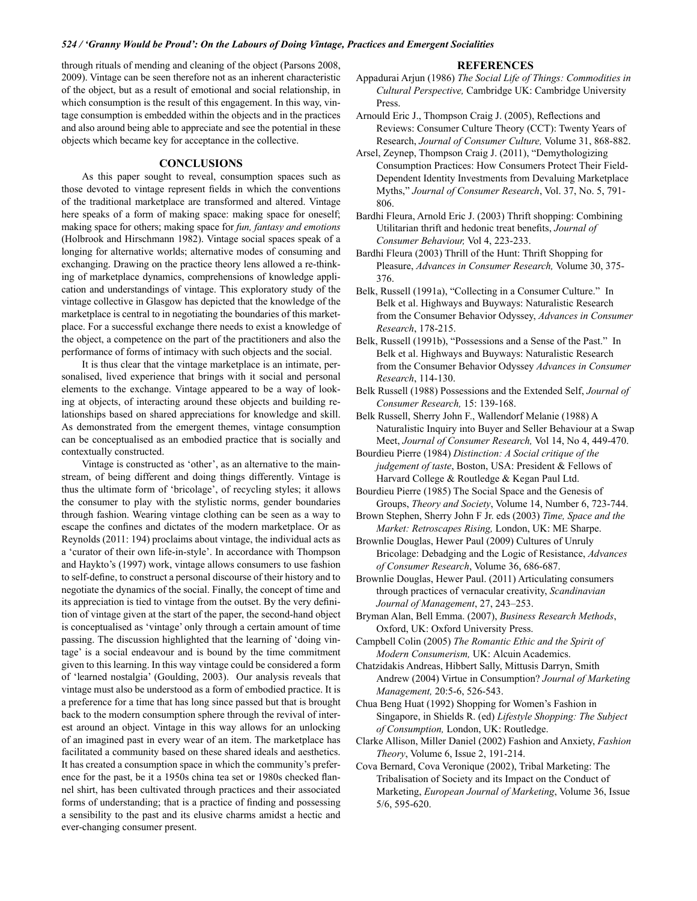through rituals of mending and cleaning of the object (Parsons 2008, 2009). Vintage can be seen therefore not as an inherent characteristic of the object, but as a result of emotional and social relationship, in which consumption is the result of this engagement. In this way, vintage consumption is embedded within the objects and in the practices and also around being able to appreciate and see the potential in these objects which became key for acceptance in the collective.

## CONCLUSIONS

As this paper sought to reveal, consumption spaces such as those devoted to vintage represent fields in which the conventions of the traditional marketplace are transformed and altered. Vintage here speaks of a form of making space: making space for oneself; making space for others; making space for *fun, fantasy and emotions* (Holbrook and Hirschmann 1982). Vintage social spaces speak of a longing for alternative worlds; alternative modes of consuming and exchanging. Drawing on the practice theory lens allowed a re-thinking of marketplace dynamics, comprehensions of knowledge application and understandings of vintage. This exploratory study of the vintage collective in Glasgow has depicted that the knowledge of the marketplace is central to in negotiating the boundaries of this marketplace. For a successful exchange there needs to exist a knowledge of the object, a competence on the part of the practitioners and also the performance of forms of intimacy with such objects and the social.

It is thus clear that the vintage marketplace is an intimate, personalised, lived experience that brings with it social and personal elements to the exchange. Vintage appeared to be a way of looking at objects, of interacting around these objects and building relationships based on shared appreciations for knowledge and skill. As demonstrated from the emergent themes, vintage consumption can be conceptualised as an embodied practice that is socially and contextually constructed.

Vintage is constructed as 'other', as an alternative to the mainstream, of being different and doing things differently. Vintage is thus the ultimate form of 'bricolage', of recycling styles; it allows the consumer to play with the stylistic norms, gender boundaries through fashion. Wearing vintage clothing can be seen as a way to escape the confines and dictates of the modern marketplace. Or as Reynolds (2011: 194) proclaims about vintage, the individual acts as a 'curator of their own life-in-style'. In accordance with Thompson and Haykto's (1997) work, vintage allows consumers to use fashion to self-define, to construct a personal discourse of their history and to negotiate the dynamics of the social. Finally, the concept of time and its appreciation is tied to vintage from the outset. By the very definition of vintage given at the start of the paper, the second-hand object is conceptualised as 'vintage' only through a certain amount of time passing. The discussion highlighted that the learning of 'doing vintage' is a social endeavour and is bound by the time commitment given to this learning. In this way vintage could be considered a form of 'learned nostalgia' (Goulding, 2003). Our analysis reveals that vintage must also be understood as a form of embodied practice. It is a preference for a time that has long since passed but that is brought back to the modern consumption sphere through the revival of interest around an object. Vintage in this way allows for an unlocking of an imagined past in every wear of an item. The marketplace has facilitated a community based on these shared ideals and aesthetics. It has created a consumption space in which the community's preference for the past, be it a 1950s china tea set or 1980s checked flannel shirt, has been cultivated through practices and their associated forms of understanding; that is a practice of finding and possessing a sensibility to the past and its elusive charms amidst a hectic and ever-changing consumer present.

## REFERENCES

Appadurai Arjun (1986) *The Social Life of Things: Commodities in Cultural Perspective,* Cambridge UK: Cambridge University Press.

Arnould Eric J., Thompson Craig J. (2005), Reflections and Reviews: Consumer Culture Theory (CCT): Twenty Years of Research, *Journal of Consumer Culture,* Volume 31, 868-882.

Arsel, Zeynep, Thompson Craig J. (2011), "Demythologizing Consumption Practices: How Consumers Protect Their Field-Dependent Identity Investments from Devaluing Marketplace Myths," *Journal of Consumer Research*, Vol. 37, No. 5, 791-806.

Bardhi Fleura, Arnold Eric J. (2003) Thrift shopping: Combining Utilitarian thrift and hedonic treat benefits, *Journal of Consumer Behaviour,* Vol 4, 223-233.

Bardhi Fleura (2003) Thrill of the Hunt: Thrift Shopping for Pleasure, *Advances in Consumer Research,* Volume 30, 375-376.

Belk, Russell (1991a), "Collecting in a Consumer Culture." In Belk et al. Highways and Buyways: Naturalistic Research from the Consumer Behavior Odyssey, *Advances in Consumer Research*, 178-215.

Belk, Russell (1991b), "Possessions and a Sense of the Past." In Belk et al. Highways and Buyways: Naturalistic Research from the Consumer Behavior Odyssey *Advances in Consumer Research*, 114-130.

Belk Russell (1988) Possessions and the Extended Self, *Journal of Consumer Research,* 15: 139-168.

Belk Russell, Sherry John F., Wallendorf Melanie (1988) A Naturalistic Inquiry into Buyer and Seller Behaviour at a Swap Meet, *Journal of Consumer Research,* Vol 14, No 4, 449-470.

Bourdieu Pierre (1984) *Distinction: A Social critique of the judgement of taste*, Boston, USA: President & Fellows of Harvard College & Routledge & Kegan Paul Ltd.

Bourdieu Pierre (1985) The Social Space and the Genesis of Groups, *Theory and Society*, Volume 14, Number 6, 723-744.

Brown Stephen, Sherry John F Jr. eds (2003) *Time, Space and the Market: Retroscapes Rising,* London, UK: ME Sharpe.

Brownlie Douglas, Hewer Paul (2009) Cultures of Unruly Bricolage: Debadging and the Logic of Resistance, *Advances of Consumer Research*, Volume 36, 686-687.

Brownlie Douglas, Hewer Paul. (2011) Articulating consumers through practices of vernacular creativity, *Scandinavian Journal of Management*, 27, 243–253.

Bryman Alan, Bell Emma. (2007), *Business Research Methods*, Oxford, UK: Oxford University Press.

Campbell Colin (2005) *The Romantic Ethic and the Spirit of Modern Consumerism,* UK: Alcuin Academics.

Chatzidakis Andreas, Hibbert Sally, Mittusis Darryn, Smith Andrew (2004) Virtue in Consumption? *Journal of Marketing Management,* 20:5-6, 526-543.

Chua Beng Huat (1992) Shopping for Women's Fashion in Singapore, in Shields R. (ed) *Lifestyle Shopping: The Subject of Consumption,* London, UK: Routledge.

Clarke Allison, Miller Daniel (2002) Fashion and Anxiety, *Fashion Theory*, Volume 6, Issue 2, 191-214.

Cova Bernard, Cova Veronique (2002), Tribal Marketing: The Tribalisation of Society and its Impact on the Conduct of Marketing, *European Journal of Marketing*, Volume 36, Issue 5/6, 595-620.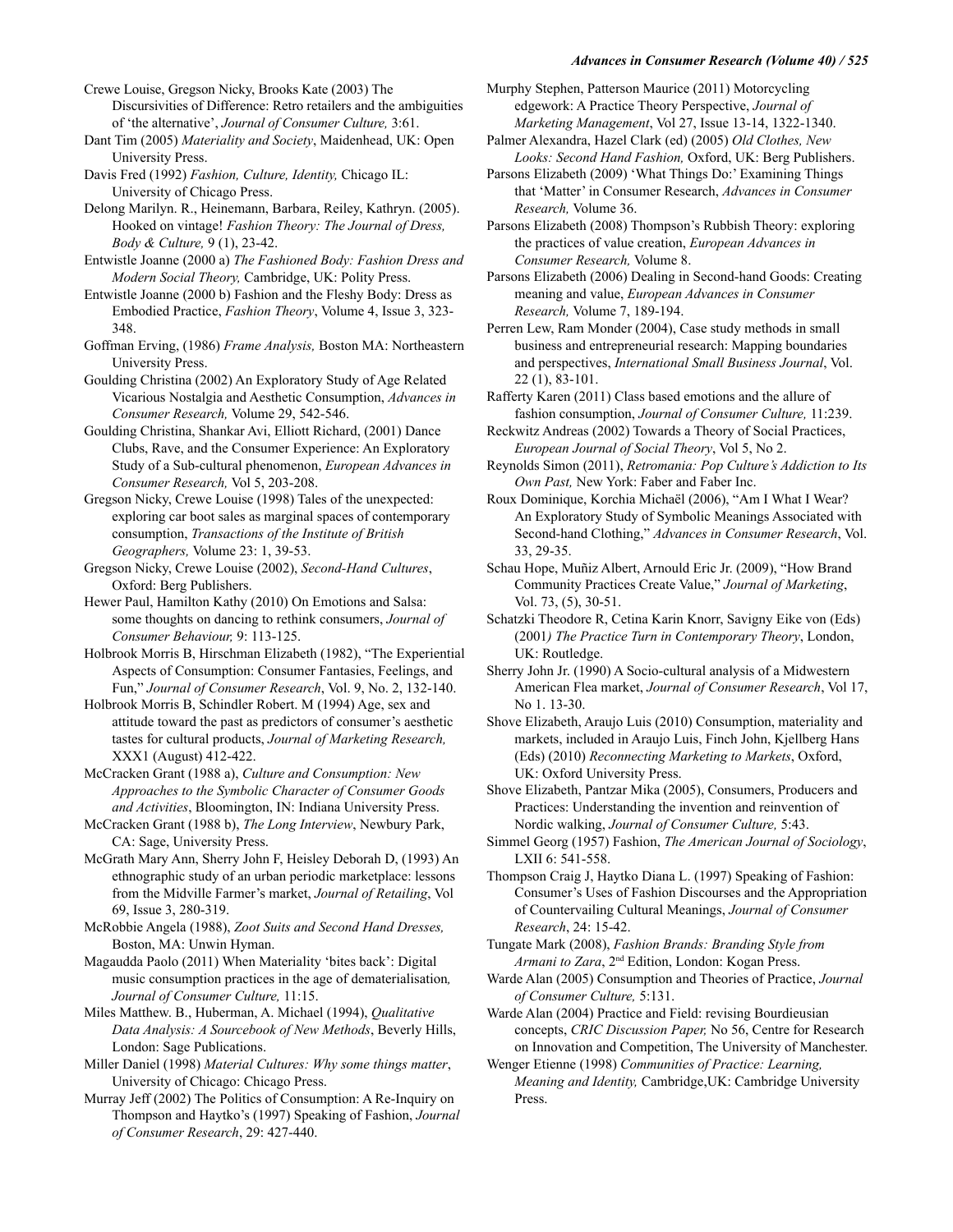Crewe Louise, Gregson Nicky, Brooks Kate (2003) The Discursivities of Difference: Retro retailers and the ambiguities of 'the alternative', *Journal of Consumer Culture,* 3:61.

Dant Tim (2005) *Materiality and Society*, Maidenhead, UK: Open University Press.

Davis Fred (1992) *Fashion, Culture, Identity,* Chicago IL: University of Chicago Press.

Delong Marilyn. R., Heinemann, Barbara, Reiley, Kathryn. (2005). Hooked on vintage! *Fashion Theory: The Journal of Dress, Body & Culture,* 9 (1), 23-42.

Entwistle Joanne (2000 a) *The Fashioned Body: Fashion Dress and Modern Social Theory,* Cambridge, UK: Polity Press.

Entwistle Joanne (2000 b) Fashion and the Fleshy Body: Dress as Embodied Practice, *Fashion Theory*, Volume 4, Issue 3, 323-348.

Goffman Erving, (1986) *Frame Analysis,* Boston MA: Northeastern University Press.

Goulding Christina (2002) An Exploratory Study of Age Related Vicarious Nostalgia and Aesthetic Consumption, *Advances in Consumer Research,* Volume 29, 542-546.

Goulding Christina, Shankar Avi, Elliott Richard, (2001) Dance Clubs, Rave, and the Consumer Experience: An Exploratory Study of a Sub-cultural phenomenon, *European Advances in Consumer Research,* Vol 5, 203-208.

Gregson Nicky, Crewe Louise (1998) Tales of the unexpected: exploring car boot sales as marginal spaces of contemporary consumption, *Transactions of the Institute of British Geographers,* Volume 23: 1, 39-53.

Gregson Nicky, Crewe Louise (2002), *Second-Hand Cultures*, Oxford: Berg Publishers.

Hewer Paul, Hamilton Kathy (2010) On Emotions and Salsa: some thoughts on dancing to rethink consumers, *Journal of Consumer Behaviour,* 9: 113-125.

Holbrook Morris B, Hirschman Elizabeth (1982), "The Experiential Aspects of Consumption: Consumer Fantasies, Feelings, and Fun," *Journal of Consumer Research*, Vol. 9, No. 2, 132-140.

Holbrook Morris B, Schindler Robert. M (1994) Age, sex and attitude toward the past as predictors of consumer's aesthetic tastes for cultural products, *Journal of Marketing Research,* XXX1 (August) 412-422.

McCracken Grant (1988 a), *Culture and Consumption: New Approaches to the Symbolic Character of Consumer Goods and Activities*, Bloomington, IN: Indiana University Press.

McCracken Grant (1988 b), *The Long Interview*, Newbury Park, CA: Sage, University Press.

McGrath Mary Ann, Sherry John F, Heisley Deborah D, (1993) An ethnographic study of an urban periodic marketplace: lessons from the Midville Farmer's market, *Journal of Retailing*, Vol 69, Issue 3, 280-319.

McRobbie Angela (1988), *Zoot Suits and Second Hand Dresses,* Boston, MA: Unwin Hyman.

Magaudda Paolo (2011) When Materiality 'bites back': Digital music consumption practices in the age of dematerialisation*, Journal of Consumer Culture,* 11:15.

Miles Matthew. B., Huberman, A. Michael (1994), *Qualitative Data Analysis: A Sourcebook of New Methods*, Beverly Hills, London: Sage Publications.

Miller Daniel (1998) *Material Cultures: Why some things matter*, University of Chicago: Chicago Press.

Murray Jeff (2002) The Politics of Consumption: A Re-Inquiry on Thompson and Haytko's (1997) Speaking of Fashion, *Journal of Consumer Research*, 29: 427-440.

Murphy Stephen, Patterson Maurice (2011) Motorcycling edgework: A Practice Theory Perspective, *Journal of Marketing Management*, Vol 27, Issue 13-14, 1322-1340.

Palmer Alexandra, Hazel Clark (ed) (2005) *Old Clothes, New Looks: Second Hand Fashion,* Oxford, UK: Berg Publishers.

Parsons Elizabeth (2009) 'What Things Do:' Examining Things that 'Matter' in Consumer Research, *Advances in Consumer Research,* Volume 36.

Parsons Elizabeth (2008) Thompson's Rubbish Theory: exploring the practices of value creation, *European Advances in Consumer Research,* Volume 8.

Parsons Elizabeth (2006) Dealing in Second-hand Goods: Creating meaning and value, *European Advances in Consumer Research,* Volume 7, 189-194.

Perren Lew, Ram Monder (2004), Case study methods in small business and entrepreneurial research: Mapping boundaries and perspectives, *International Small Business Journal*, Vol. 22 (1), 83-101.

Rafferty Karen (2011) Class based emotions and the allure of fashion consumption, *Journal of Consumer Culture,* 11:239.

Reckwitz Andreas (2002) Towards a Theory of Social Practices, *European Journal of Social Theory*, Vol 5, No 2.

Reynolds Simon (2011), *Retromania: Pop Culture's Addiction to Its Own Past,* New York: Faber and Faber Inc.

Roux Dominique, Korchia Michaël (2006), "Am I What I Wear? An Exploratory Study of Symbolic Meanings Associated with Second-hand Clothing," *Advances in Consumer Research*, Vol. 33, 29-35.

Schau Hope, Muñiz Albert, Arnould Eric Jr. (2009), "How Brand Community Practices Create Value," *Journal of Marketing*, Vol. 73, (5), 30-51.

Schatzki Theodore R, Cetina Karin Knorr, Savigny Eike von (Eds) (2001*) The Practice Turn in Contemporary Theory*, London, UK: Routledge.

Sherry John Jr. (1990) A Socio-cultural analysis of a Midwestern American Flea market, *Journal of Consumer Research*, Vol 17, No 1. 13-30.

Shove Elizabeth, Araujo Luis (2010) Consumption, materiality and markets, included in Araujo Luis, Finch John, Kjellberg Hans (Eds) (2010) *Reconnecting Marketing to Markets*, Oxford, UK: Oxford University Press.

Shove Elizabeth, Pantzar Mika (2005), Consumers, Producers and Practices: Understanding the invention and reinvention of Nordic walking, *Journal of Consumer Culture,* 5:43.

Simmel Georg (1957) Fashion, *The American Journal of Sociology*, LXII 6: 541-558.

Thompson Craig J, Haytko Diana L. (1997) Speaking of Fashion: Consumer's Uses of Fashion Discourses and the Appropriation of Countervailing Cultural Meanings, *Journal of Consumer Research*, 24: 15-42.

Tungate Mark (2008), *Fashion Brands: Branding Style from Armani to Zara*, 2nd Edition, London: Kogan Press.

Warde Alan (2005) Consumption and Theories of Practice, *Journal of Consumer Culture,* 5:131.

Warde Alan (2004) Practice and Field: revising Bourdieusian concepts, *CRIC Discussion Paper,* No 56, Centre for Research on Innovation and Competition, The University of Manchester.

Wenger Etienne (1998) *Communities of Practice: Learning, Meaning and Identity,* Cambridge,UK: Cambridge University Press.